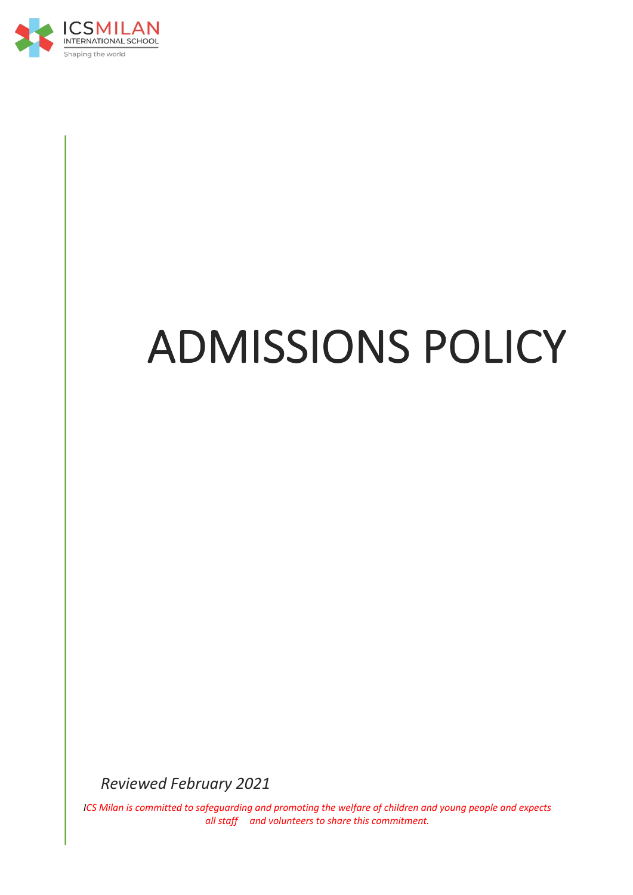ICSMILAN
INTERNATIONAL SCHOOL
Shaping the world

# ADMISSIONS POLICY

*Reviewed February 2021*

*ICS Milan is committed to safeguarding and promoting the welfare of children and young people and expects all staff and volunteers to share this commitment.*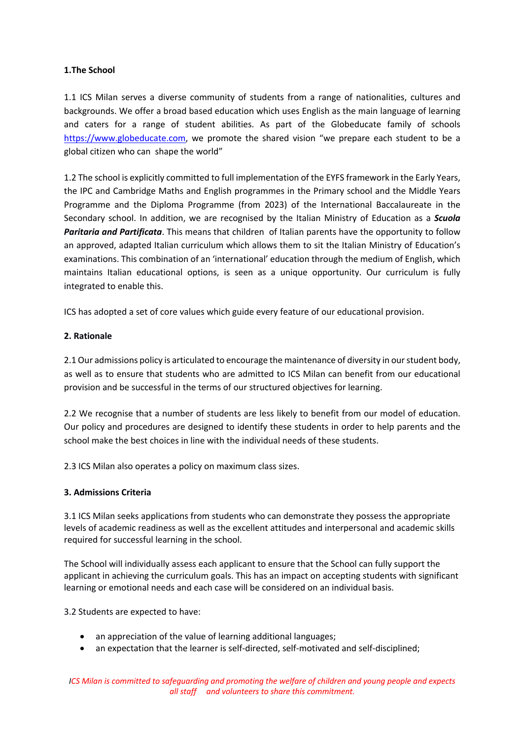**1.The School**

1.1 ICS Milan serves a diverse community of students from a range of nationalities, cultures and backgrounds. We offer a broad based education which uses English as the main language of learning and caters for a range of student abilities. As part of the Globeducate family of schools https://www.globeducate.com, we promote the shared vision "we prepare each student to be a global citizen who can shape the world"

1.2 The school is explicitly committed to full implementation of the EYFS framework in the Early Years, the IPC and Cambridge Maths and English programmes in the Primary school and the Middle Years Programme and the Diploma Programme (from 2023) of the International Baccalaureate in the Secondary school. In addition, we are recognised by the Italian Ministry of Education as a ***Scuola Paritaria and Partificata***. This means that children of Italian parents have the opportunity to follow an approved, adapted Italian curriculum which allows them to sit the Italian Ministry of Education's examinations. This combination of an 'international' education through the medium of English, which maintains Italian educational options, is seen as a unique opportunity. Our curriculum is fully integrated to enable this.

ICS has adopted a set of core values which guide every feature of our educational provision.

**2. Rationale**

2.1 Our admissions policy is articulated to encourage the maintenance of diversity in our student body, as well as to ensure that students who are admitted to ICS Milan can benefit from our educational provision and be successful in the terms of our structured objectives for learning.

2.2 We recognise that a number of students are less likely to benefit from our model of education. Our policy and procedures are designed to identify these students in order to help parents and the school make the best choices in line with the individual needs of these students.

2.3 ICS Milan also operates a policy on maximum class sizes.

**3. Admissions Criteria**

3.1 ICS Milan seeks applications from students who can demonstrate they possess the appropriate levels of academic readiness as well as the excellent attitudes and interpersonal and academic skills required for successful learning in the school.

The School will individually assess each applicant to ensure that the School can fully support the applicant in achieving the curriculum goals. This has an impact on accepting students with significant learning or emotional needs and each case will be considered on an individual basis.

3.2 Students are expected to have:

- an appreciation of the value of learning additional languages;
- an expectation that the learner is self-directed, self-motivated and self-disciplined;

*ICS Milan is committed to safeguarding and promoting the welfare of children and young people and expects all staff and volunteers to share this commitment.*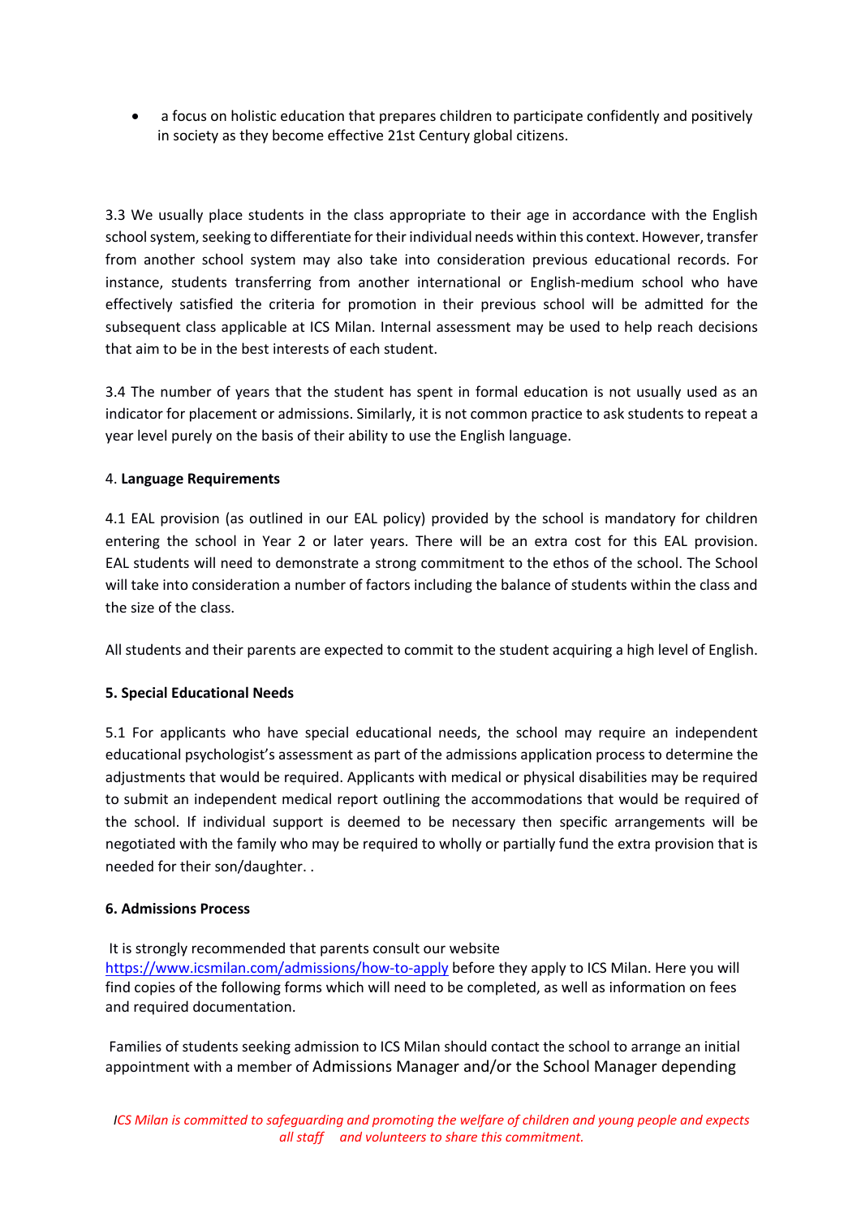- a focus on holistic education that prepares children to participate confidently and positively in society as they become effective 21st Century global citizens.

3.3 We usually place students in the class appropriate to their age in accordance with the English school system, seeking to differentiate for their individual needs within this context. However, transfer from another school system may also take into consideration previous educational records. For instance, students transferring from another international or English-medium school who have effectively satisfied the criteria for promotion in their previous school will be admitted for the subsequent class applicable at ICS Milan. Internal assessment may be used to help reach decisions that aim to be in the best interests of each student.

3.4 The number of years that the student has spent in formal education is not usually used as an indicator for placement or admissions. Similarly, it is not common practice to ask students to repeat a year level purely on the basis of their ability to use the English language.

4. **Language Requirements**

4.1 EAL provision (as outlined in our EAL policy) provided by the school is mandatory for children entering the school in Year 2 or later years. There will be an extra cost for this EAL provision. EAL students will need to demonstrate a strong commitment to the ethos of the school. The School will take into consideration a number of factors including the balance of students within the class and the size of the class.

All students and their parents are expected to commit to the student acquiring a high level of English.

**5. Special Educational Needs**

5.1 For applicants who have special educational needs, the school may require an independent educational psychologist's assessment as part of the admissions application process to determine the adjustments that would be required. Applicants with medical or physical disabilities may be required to submit an independent medical report outlining the accommodations that would be required of the school. If individual support is deemed to be necessary then specific arrangements will be negotiated with the family who may be required to wholly or partially fund the extra provision that is needed for their son/daughter. .

**6. Admissions Process**

It is strongly recommended that parents consult our website [https://www.icsmilan.com/admissions/how-to-apply](https://www.icsmilan.com/admissions/how-to-apply) before they apply to ICS Milan. Here you will find copies of the following forms which will need to be completed, as well as information on fees and required documentation.

Families of students seeking admission to ICS Milan should contact the school to arrange an initial appointment with a member of Admissions Manager and/or the School Manager depending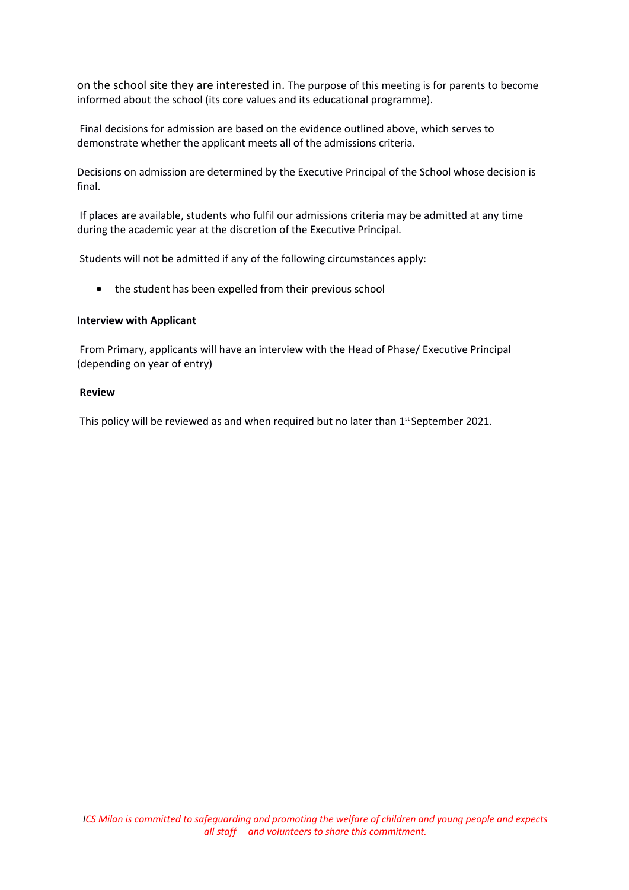on the school site they are interested in. The purpose of this meeting is for parents to become informed about the school (its core values and its educational programme).

Final decisions for admission are based on the evidence outlined above, which serves to demonstrate whether the applicant meets all of the admissions criteria.

Decisions on admission are determined by the Executive Principal of the School whose decision is final.

If places are available, students who fulfil our admissions criteria may be admitted at any time during the academic year at the discretion of the Executive Principal.

Students will not be admitted if any of the following circumstances apply:

- the student has been expelled from their previous school

**Interview with Applicant**

From Primary, applicants will have an interview with the Head of Phase/ Executive Principal (depending on year of entry)

**Review**

This policy will be reviewed as and when required but no later than 1st September 2021.

*ICS Milan is committed to safeguarding and promoting the welfare of children and young people and expects all staff and volunteers to share this commitment.*